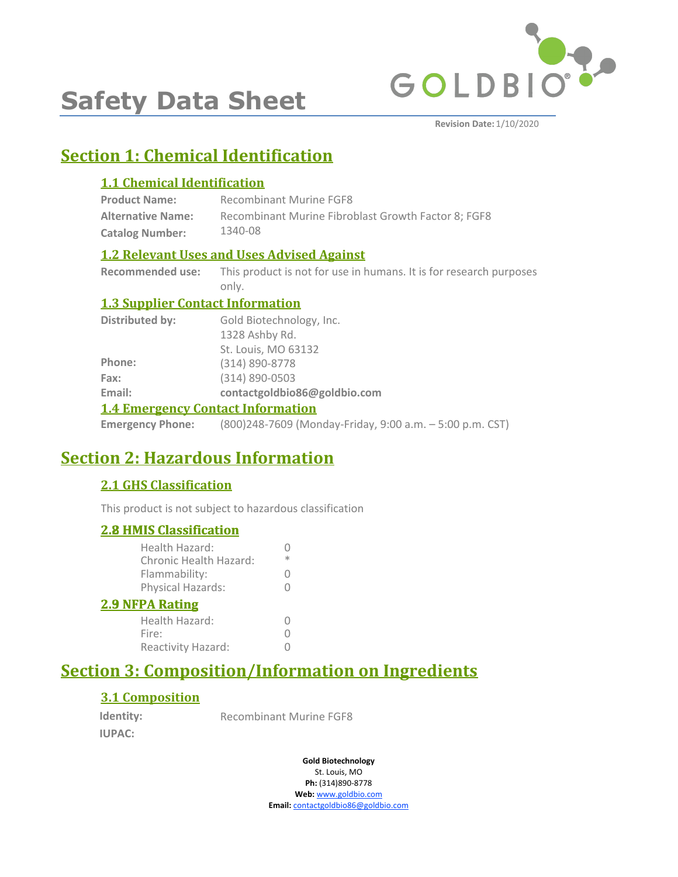# Safety Data Sheet

**Revision Date:** 1/10/2020

## Section 1: Chemical Identification

### 1.1 Chemical Identification

**Product Name:** Recombinant Murine FGF8

**Alternative Name:** Recombinant Murine Fibroblast Growth Factor 8; FGF8

**Catalog Number:** 1340-08

### 1.2 Relevant Uses and Uses Advised Against

**Recommended use:** This product is not for use in humans. It is for research purposes only.

### 1.3 Supplier Contact Information

**Distributed by:** Gold Biotechnology, Inc.
1328 Ashby Rd.
St. Louis, MO 63132

**Phone:** (314) 890-8778

**Fax:** (314) 890-0503

**Email:** **contactgoldbio86@goldbio.com**

### 1.4 Emergency Contact Information

**Emergency Phone:** (800)248-7609 (Monday-Friday, 9:00 a.m. – 5:00 p.m. CST)

## Section 2: Hazardous Information

### 2.1 GHS Classification

This product is not subject to hazardous classification

### 2.8 HMIS Classification

| | |
|---|---|
| Health Hazard: | 0 |
| Chronic Health Hazard: | * |
| Flammability: | 0 |
| Physical Hazards: | 0 |

### 2.9 NFPA Rating

| | |
|---|---|
| Health Hazard: | 0 |
| Fire: | 0 |
| Reactivity Hazard: | 0 |

## Section 3: Composition/Information on Ingredients

### 3.1 Composition

**Identity:** Recombinant Murine FGF8

**IUPAC:**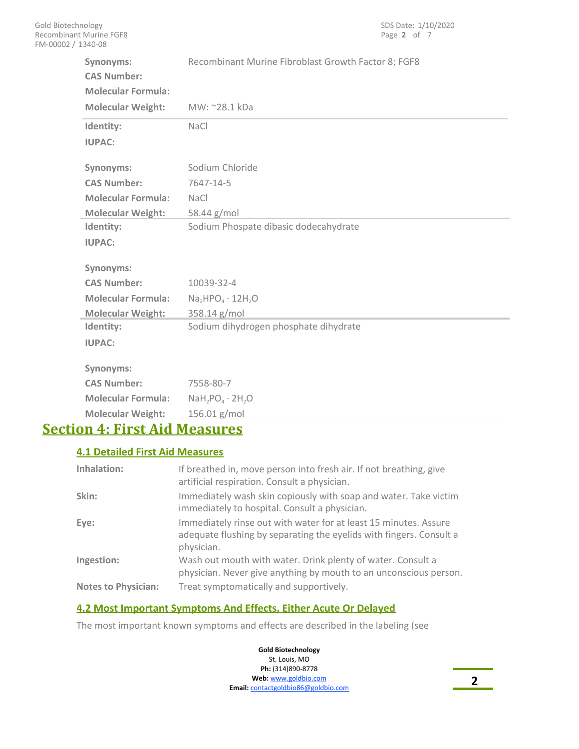| | |
|---|---|
| **Synonyms:** | Recombinant Murine Fibroblast Growth Factor 8; FGF8 |
| **CAS Number:** | |
| **Molecular Formula:** | |
| **Molecular Weight:** | MW: ~28.1 kDa |

| | |
|---|---|
| **Identity:** | NaCl |
| **IUPAC:** | |
| **Synonyms:** | Sodium Chloride |
| **CAS Number:** | 7647-14-5 |
| **Molecular Formula:** | $NaCl$ |
| **Molecular Weight:** | 58.44 g/mol |

| | |
|---|---|
| **Identity:** | Sodium Phospate dibasic dodecahydrate |
| **IUPAC:** | |
| **Synonyms:** | |
| **CAS Number:** | 10039-32-4 |
| **Molecular Formula:** | $Na_2HPO_4 \cdot 12H_2O$ |
| **Molecular Weight:** | 358.14 g/mol |

| | |
|---|---|
| **Identity:** | Sodium dihydrogen phosphate dihydrate |
| **IUPAC:** | |
| **Synonyms:** | |
| **CAS Number:** | 7558-80-7 |
| **Molecular Formula:** | $NaH_2PO_4 \cdot 2H_2O$ |
| **Molecular Weight:** | 156.01 g/mol |

# Section 4: First Aid Measures

## 4.1 Detailed First Aid Measures

| | |
|---|---|
| **Inhalation:** | If breathed in, move person into fresh air. If not breathing, give artificial respiration. Consult a physician. |
| **Skin:** | Immediately wash skin copiously with soap and water. Take victim immediately to hospital. Consult a physician. |
| **Eye:** | Immediately rinse out with water for at least 15 minutes. Assure adequate flushing by separating the eyelids with fingers. Consult a physician. |
| **Ingestion:** | Wash out mouth with water. Drink plenty of water. Consult a physician. Never give anything by mouth to an unconscious person. |
| **Notes to Physician:** | Treat symptomatically and supportively. |

## 4.2 Most Important Symptoms And Effects, Either Acute Or Delayed

The most important known symptoms and effects are described in the labeling (see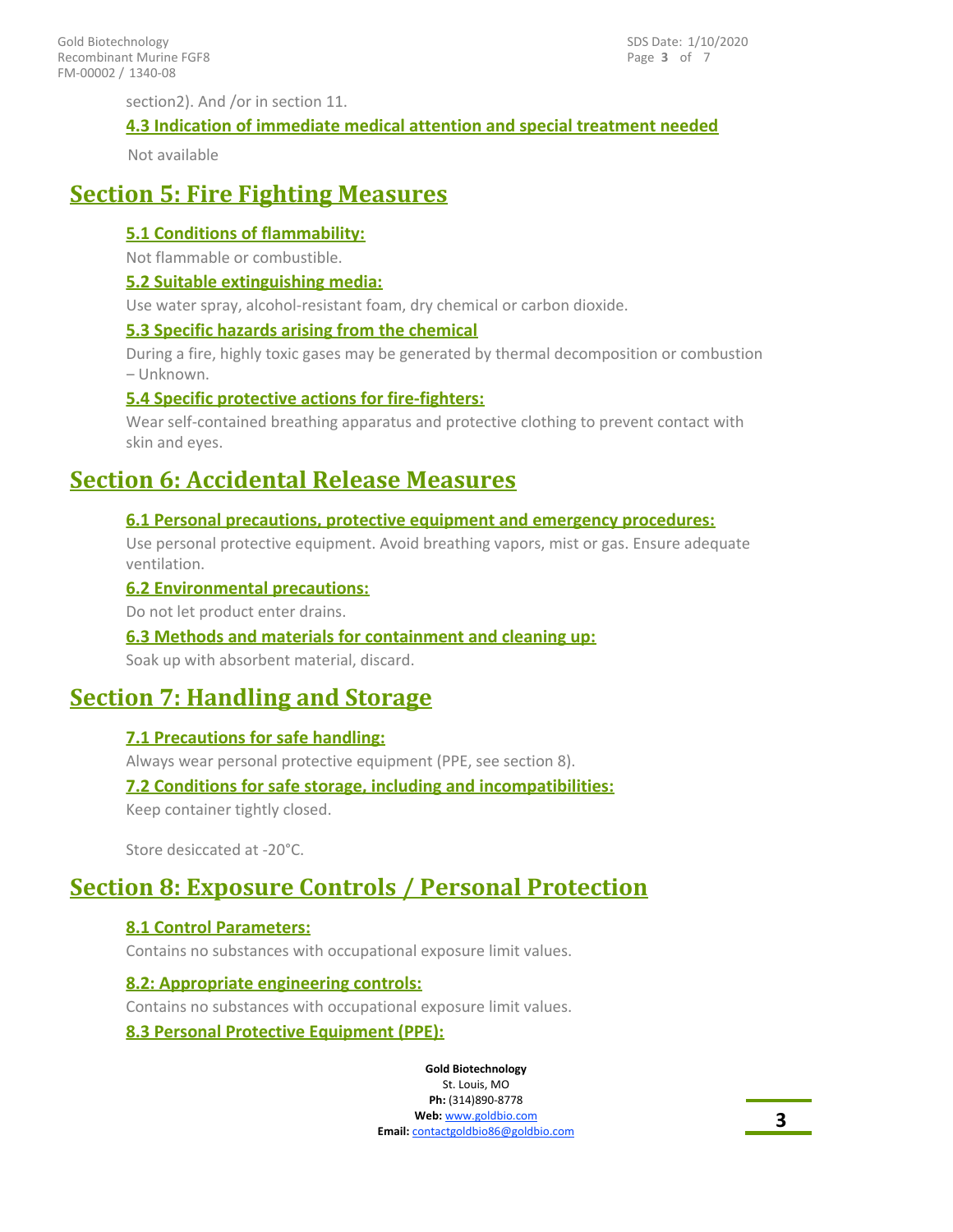section2). And /or in section 11.

### 4.3 Indication of immediate medical attention and special treatment needed

Not available

## Section 5: Fire Fighting Measures

### 5.1 Conditions of flammability:

Not flammable or combustible.

### 5.2 Suitable extinguishing media:

Use water spray, alcohol-resistant foam, dry chemical or carbon dioxide.

### 5.3 Specific hazards arising from the chemical

During a fire, highly toxic gases may be generated by thermal decomposition or combustion – Unknown.

### 5.4 Specific protective actions for fire-fighters:

Wear self-contained breathing apparatus and protective clothing to prevent contact with skin and eyes.

## Section 6: Accidental Release Measures

### 6.1 Personal precautions, protective equipment and emergency procedures:

Use personal protective equipment. Avoid breathing vapors, mist or gas. Ensure adequate ventilation.

### 6.2 Environmental precautions:

Do not let product enter drains.

### 6.3 Methods and materials for containment and cleaning up:

Soak up with absorbent material, discard.

## Section 7: Handling and Storage

### 7.1 Precautions for safe handling:

Always wear personal protective equipment (PPE, see section 8).

### 7.2 Conditions for safe storage, including and incompatibilities:

Keep container tightly closed.

Store desiccated at -20°C.

## Section 8: Exposure Controls / Personal Protection

### 8.1 Control Parameters:

Contains no substances with occupational exposure limit values.

### 8.2: Appropriate engineering controls:

Contains no substances with occupational exposure limit values.

### 8.3 Personal Protective Equipment (PPE):

**Gold Biotechnology**
St. Louis, MO
**Ph:** (314)890-8778
**Web:** www.goldbio.com
**Email:** contactgoldbio86@goldbio.com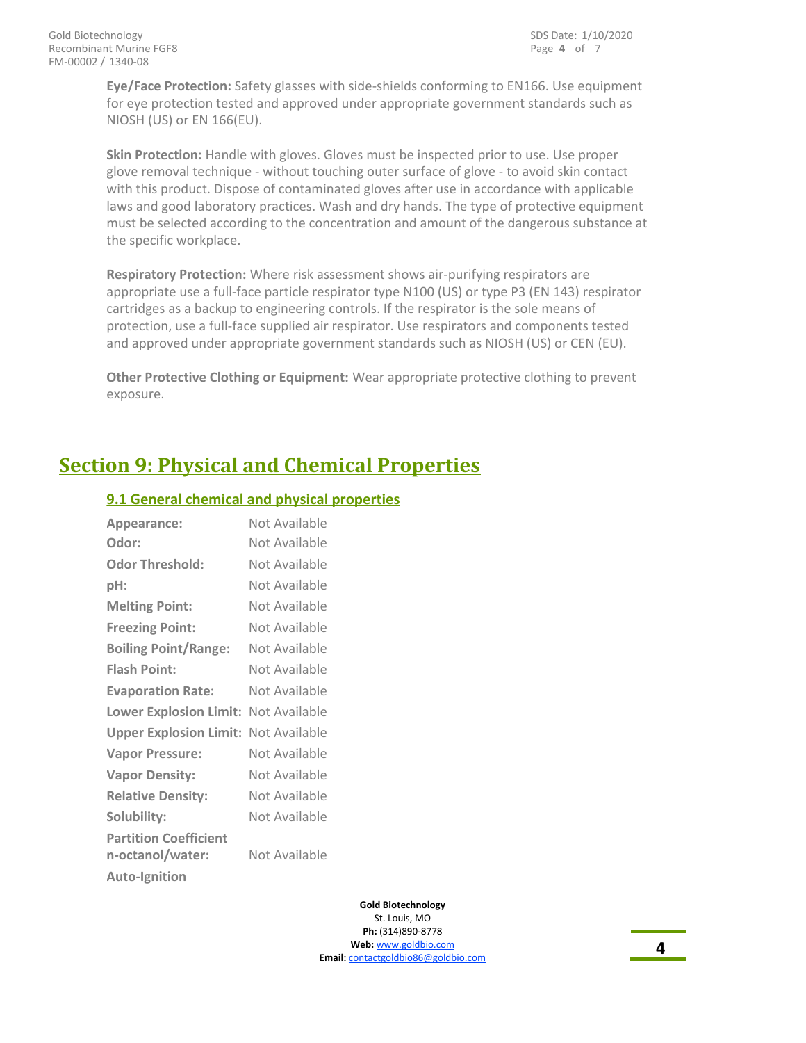**Eye/Face Protection:** Safety glasses with side-shields conforming to EN166. Use equipment for eye protection tested and approved under appropriate government standards such as NIOSH (US) or EN 166(EU).

**Skin Protection:** Handle with gloves. Gloves must be inspected prior to use. Use proper glove removal technique - without touching outer surface of glove - to avoid skin contact with this product. Dispose of contaminated gloves after use in accordance with applicable laws and good laboratory practices. Wash and dry hands. The type of protective equipment must be selected according to the concentration and amount of the dangerous substance at the specific workplace.

**Respiratory Protection:** Where risk assessment shows air-purifying respirators are appropriate use a full-face particle respirator type N100 (US) or type P3 (EN 143) respirator cartridges as a backup to engineering controls. If the respirator is the sole means of protection, use a full-face supplied air respirator. Use respirators and components tested and approved under appropriate government standards such as NIOSH (US) or CEN (EU).

**Other Protective Clothing or Equipment:** Wear appropriate protective clothing to prevent exposure.

# Section 9: Physical and Chemical Properties

## 9.1 General chemical and physical properties

| Property | Value |
|---|---|
| **Appearance:** | Not Available |
| **Odor:** | Not Available |
| **Odor Threshold:** | Not Available |
| **pH:** | Not Available |
| **Melting Point:** | Not Available |
| **Freezing Point:** | Not Available |
| **Boiling Point/Range:** | Not Available |
| **Flash Point:** | Not Available |
| **Evaporation Rate:** | Not Available |
| **Lower Explosion Limit:** | Not Available |
| **Upper Explosion Limit:** | Not Available |
| **Vapor Pressure:** | Not Available |
| **Vapor Density:** | Not Available |
| **Relative Density:** | Not Available |
| **Solubility:** | Not Available |
| **Partition Coefficient n-octanol/water:** | Not Available |
| **Auto-Ignition** | |

**Gold Biotechnology**
St. Louis, MO
**Ph:** (314)890-8778
**Web:** www.goldbio.com
**Email:** contactgoldbio86@goldbio.com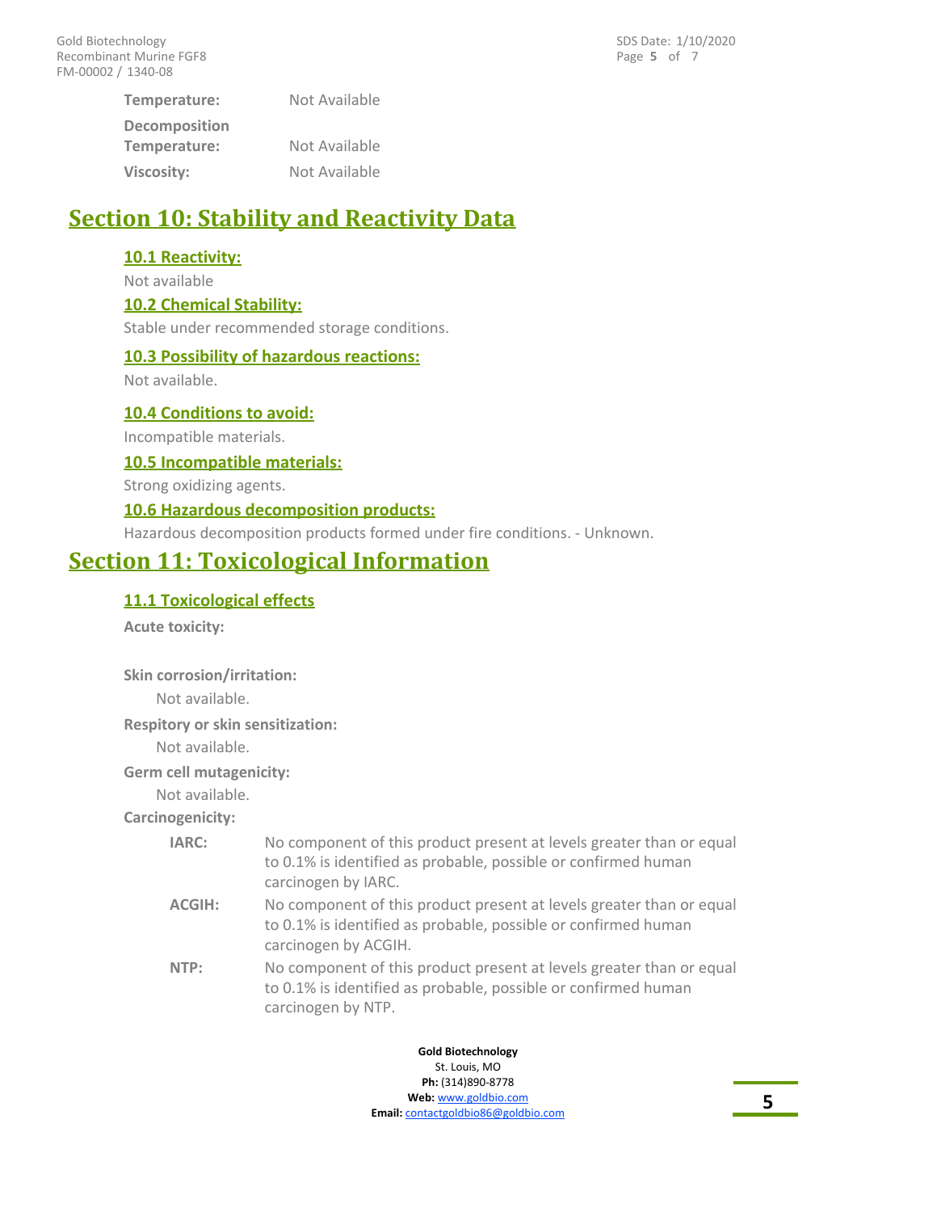**Temperature:** Not Available

**Decomposition Temperature:** Not Available

**Viscosity:** Not Available

## Section 10: Stability and Reactivity Data

### 10.1 Reactivity:

Not available

### 10.2 Chemical Stability:

Stable under recommended storage conditions.

### 10.3 Possibility of hazardous reactions:

Not available.

### 10.4 Conditions to avoid:

Incompatible materials.

### 10.5 Incompatible materials:

Strong oxidizing agents.

### 10.6 Hazardous decomposition products:

Hazardous decomposition products formed under fire conditions. - Unknown.

## Section 11: Toxicological Information

### 11.1 Toxicological effects

**Acute toxicity:**

**Skin corrosion/irritation:**

Not available.

**Respitory or skin sensitization:**

Not available.

**Germ cell mutagenicity:**

Not available.

**Carcinogenicity:**

**IARC:** No component of this product present at levels greater than or equal to 0.1% is identified as probable, possible or confirmed human carcinogen by IARC.

**ACGIH:** No component of this product present at levels greater than or equal to 0.1% is identified as probable, possible or confirmed human carcinogen by ACGIH.

**NTP:** No component of this product present at levels greater than or equal to 0.1% is identified as probable, possible or confirmed human carcinogen by NTP.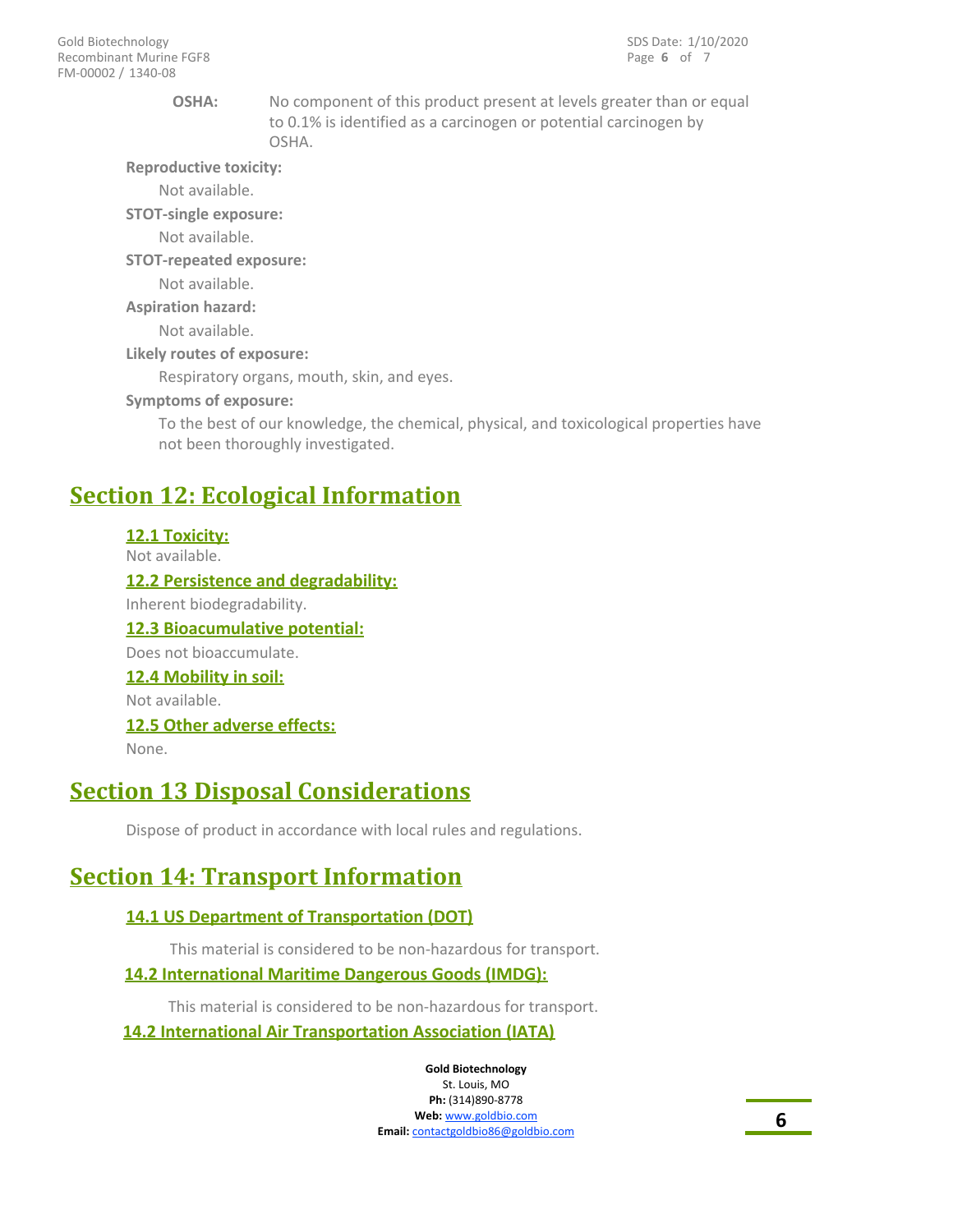**OSHA:** No component of this product present at levels greater than or equal to 0.1% is identified as a carcinogen or potential carcinogen by OSHA.

**Reproductive toxicity:**

Not available.

**STOT-single exposure:**

Not available.

**STOT-repeated exposure:**

Not available.

**Aspiration hazard:**

Not available.

**Likely routes of exposure:**

Respiratory organs, mouth, skin, and eyes.

**Symptoms of exposure:**

To the best of our knowledge, the chemical, physical, and toxicological properties have not been thoroughly investigated.

## Section 12: Ecological Information

### 12.1 Toxicity:

Not available.

### 12.2 Persistence and degradability:

Inherent biodegradability.

### 12.3 Bioacumulative potential:

Does not bioaccumulate.

### 12.4 Mobility in soil:

Not available.

### 12.5 Other adverse effects:

None.

## Section 13 Disposal Considerations

Dispose of product in accordance with local rules and regulations.

## Section 14: Transport Information

### 14.1 US Department of Transportation (DOT)

This material is considered to be non-hazardous for transport.

### 14.2 International Maritime Dangerous Goods (IMDG):

This material is considered to be non-hazardous for transport.

### 14.2 International Air Transportation Association (IATA)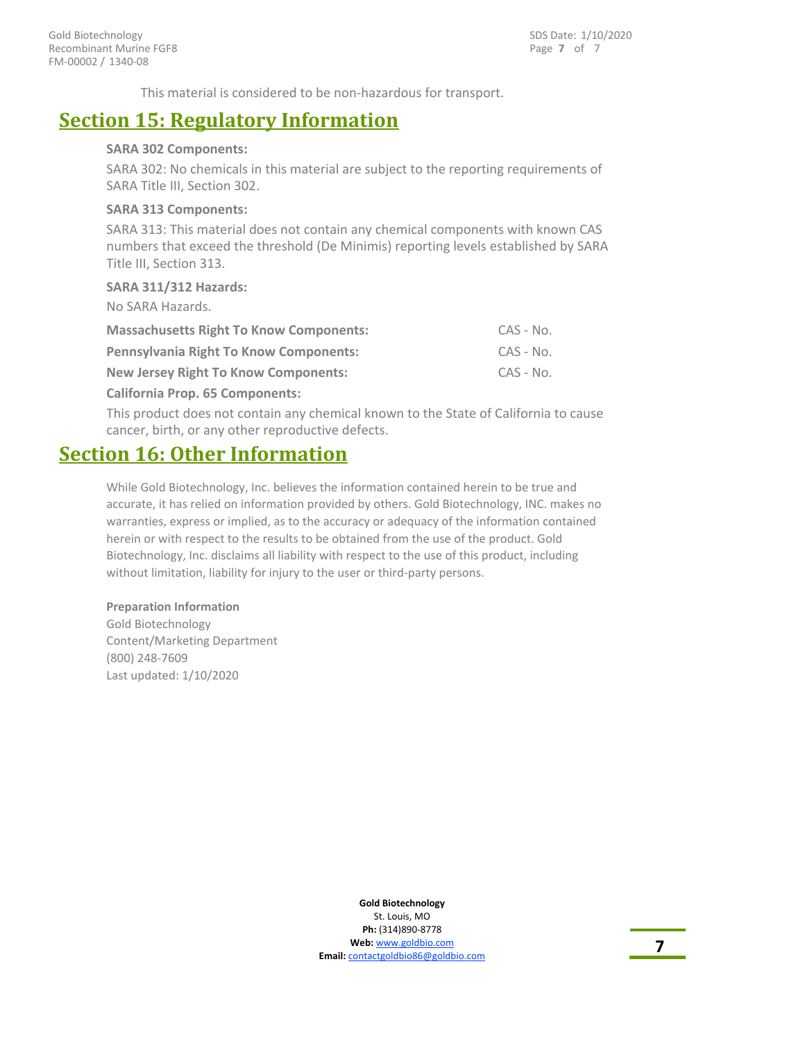This material is considered to be non-hazardous for transport.

## Section 15: Regulatory Information

**SARA 302 Components:**

SARA 302: No chemicals in this material are subject to the reporting requirements of SARA Title III, Section 302.

**SARA 313 Components:**

SARA 313: This material does not contain any chemical components with known CAS numbers that exceed the threshold (De Minimis) reporting levels established by SARA Title III, Section 313.

**SARA 311/312 Hazards:**

No SARA Hazards.

| | |
|---|---|
| **Massachusetts Right To Know Components:** | CAS - No. |
| **Pennsylvania Right To Know Components:** | CAS - No. |
| **New Jersey Right To Know Components:** | CAS - No. |

**California Prop. 65 Components:**

This product does not contain any chemical known to the State of California to cause cancer, birth, or any other reproductive defects.

## Section 16: Other Information

While Gold Biotechnology, Inc. believes the information contained herein to be true and accurate, it has relied on information provided by others. Gold Biotechnology, INC. makes no warranties, express or implied, as to the accuracy or adequacy of the information contained herein or with respect to the results to be obtained from the use of the product. Gold Biotechnology, Inc. disclaims all liability with respect to the use of this product, including without limitation, liability for injury to the user or third-party persons.

**Preparation Information**
Gold Biotechnology
Content/Marketing Department
(800) 248-7609
Last updated: 1/10/2020